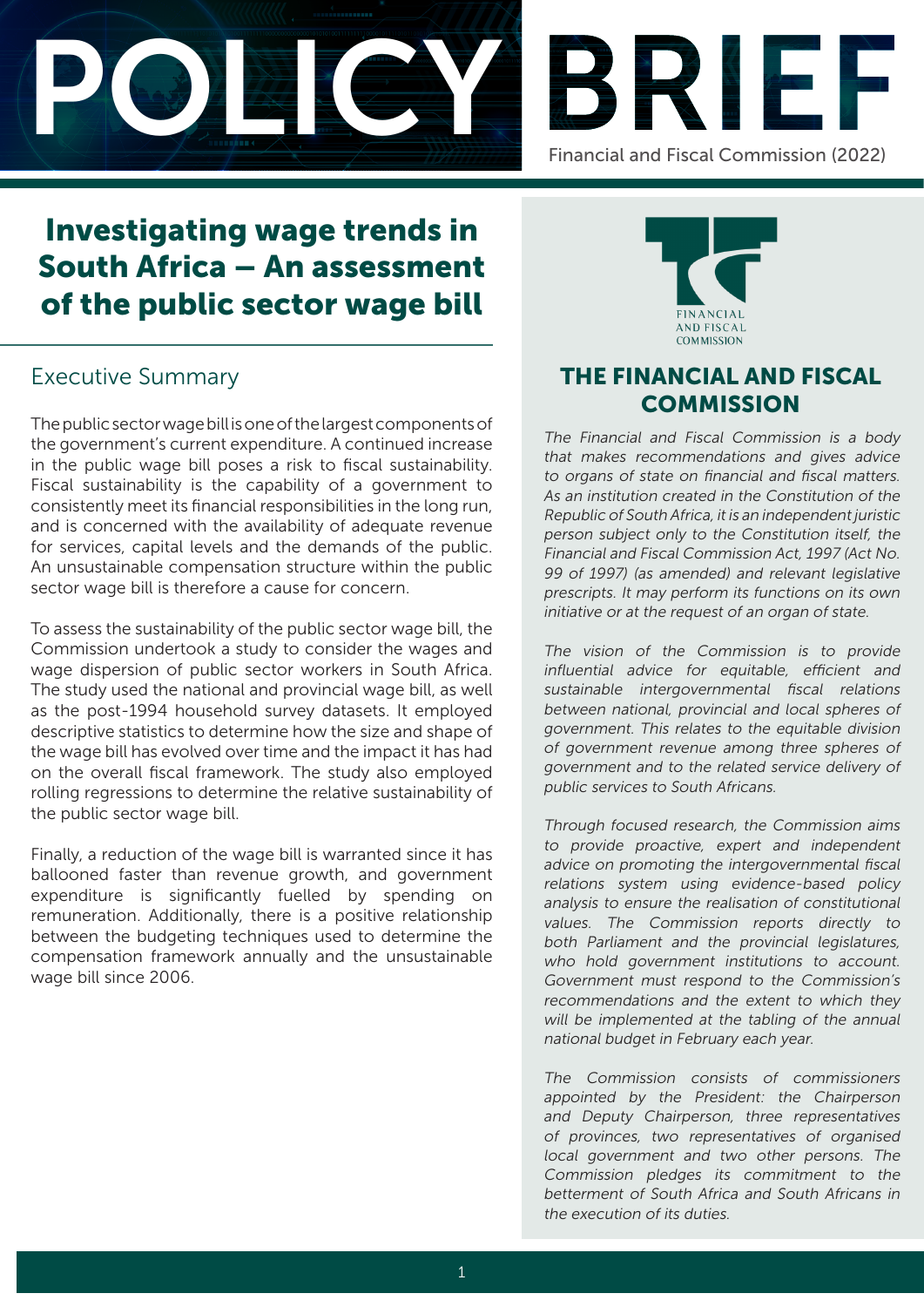# POLICY BRIEF

Financial and Fiscal Commission (2022)

## Investigating wage trends in South Africa – An assessment of the public sector wage bill

### Executive Summary

The public sector wage bill is one of the largest components of the government's current expenditure. A continued increase in the public wage bill poses a risk to fiscal sustainability. Fiscal sustainability is the capability of a government to consistently meet its financial responsibilities in the long run, and is concerned with the availability of adequate revenue for services, capital levels and the demands of the public. An unsustainable compensation structure within the public sector wage bill is therefore a cause for concern.

To assess the sustainability of the public sector wage bill, the Commission undertook a study to consider the wages and wage dispersion of public sector workers in South Africa. The study used the national and provincial wage bill, as well as the post-1994 household survey datasets. It employed descriptive statistics to determine how the size and shape of the wage bill has evolved over time and the impact it has had on the overall fiscal framework. The study also employed rolling regressions to determine the relative sustainability of the public sector wage bill.

Finally, a reduction of the wage bill is warranted since it has ballooned faster than revenue growth, and government expenditure is significantly fuelled by spending on remuneration. Additionally, there is a positive relationship between the budgeting techniques used to determine the compensation framework annually and the unsustainable wage bill since 2006.

FINANCIAL AND FISCAL COMMISSION

### THE FINANCIAL AND FISCAL COMMISSION

*The Financial and Fiscal Commission is a body that makes recommendations and gives advice to organs of state on financial and fiscal matters. As an institution created in the Constitution of the Republic of South Africa, it is an independent juristic person subject only to the Constitution itself, the Financial and Fiscal Commission Act, 1997 (Act No. 99 of 1997) (as amended) and relevant legislative prescripts. It may perform its functions on its own initiative or at the request of an organ of state.*

*The vision of the Commission is to provide influential advice for equitable, efficient and sustainable intergovernmental fiscal relations between national, provincial and local spheres of government. This relates to the equitable division of government revenue among three spheres of government and to the related service delivery of public services to South Africans.*

*Through focused research, the Commission aims to provide proactive, expert and independent advice on promoting the intergovernmental fiscal relations system using evidence-based policy analysis to ensure the realisation of constitutional values. The Commission reports directly to both Parliament and the provincial legislatures, who hold government institutions to account. Government must respond to the Commission's recommendations and the extent to which they will be implemented at the tabling of the annual national budget in February each year.*

*The Commission consists of commissioners appointed by the President: the Chairperson and Deputy Chairperson, three representatives of provinces, two representatives of organised local government and two other persons. The Commission pledges its commitment to the betterment of South Africa and South Africans in the execution of its duties.*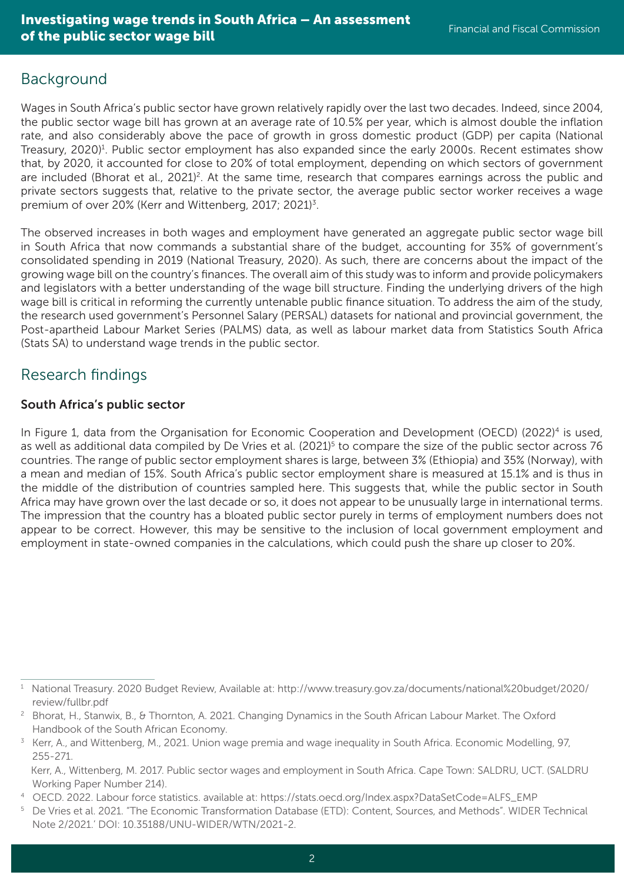## Background

Wages in South Africa's public sector have grown relatively rapidly over the last two decades. Indeed, since 2004, the public sector wage bill has grown at an average rate of 10.5% per year, which is almost double the inflation rate, and also considerably above the pace of growth in gross domestic product (GDP) per capita (National Treasury, 2020)[1]. Public sector employment has also expanded since the early 2000s. Recent estimates show that, by 2020, it accounted for close to 20% of total employment, depending on which sectors of government are included (Bhorat et al., 2021)[2]. At the same time, research that compares earnings across the public and private sectors suggests that, relative to the private sector, the average public sector worker receives a wage premium of over 20% (Kerr and Wittenberg, 2017; 2021)[3].

The observed increases in both wages and employment have generated an aggregate public sector wage bill in South Africa that now commands a substantial share of the budget, accounting for 35% of government's consolidated spending in 2019 (National Treasury, 2020). As such, there are concerns about the impact of the growing wage bill on the country's finances. The overall aim of this study was to inform and provide policymakers and legislators with a better understanding of the wage bill structure. Finding the underlying drivers of the high wage bill is critical in reforming the currently untenable public finance situation. To address the aim of the study, the research used government's Personnel Salary (PERSAL) datasets for national and provincial government, the Post-apartheid Labour Market Series (PALMS) data, as well as labour market data from Statistics South Africa (Stats SA) to understand wage trends in the public sector.

## Research findings

### South Africa's public sector

In Figure 1, data from the Organisation for Economic Cooperation and Development (OECD) (2022)[4] is used, as well as additional data compiled by De Vries et al. (2021)[5] to compare the size of the public sector across 76 countries. The range of public sector employment shares is large, between 3% (Ethiopia) and 35% (Norway), with a mean and median of 15%. South Africa's public sector employment share is measured at 15.1% and is thus in the middle of the distribution of countries sampled here. This suggests that, while the public sector in South Africa may have grown over the last decade or so, it does not appear to be unusually large in international terms. The impression that the country has a bloated public sector purely in terms of employment numbers does not appear to be correct. However, this may be sensitive to the inclusion of local government employment and employment in state-owned companies in the calculations, which could push the share up closer to 20%.

---

[1] National Treasury. 2020 Budget Review, Available at: http://www.treasury.gov.za/documents/national%20budget/2020/review/fullbr.pdf

[2] Bhorat, H., Stanwix, B., & Thornton, A. 2021. Changing Dynamics in the South African Labour Market. The Oxford Handbook of the South African Economy.

[3] Kerr, A., and Wittenberg, M., 2021. Union wage premia and wage inequality in South Africa. Economic Modelling, 97, 255-271.
Kerr, A., Wittenberg, M. 2017. Public sector wages and employment in South Africa. Cape Town: SALDRU, UCT. (SALDRU Working Paper Number 214).

[4] OECD. 2022. Labour force statistics. available at: https://stats.oecd.org/Index.aspx?DataSetCode=ALFS_EMP

[5] De Vries et al. 2021. "The Economic Transformation Database (ETD): Content, Sources, and Methods". WIDER Technical Note 2/2021.' DOI: 10.35188/UNU-WIDER/WTN/2021-2.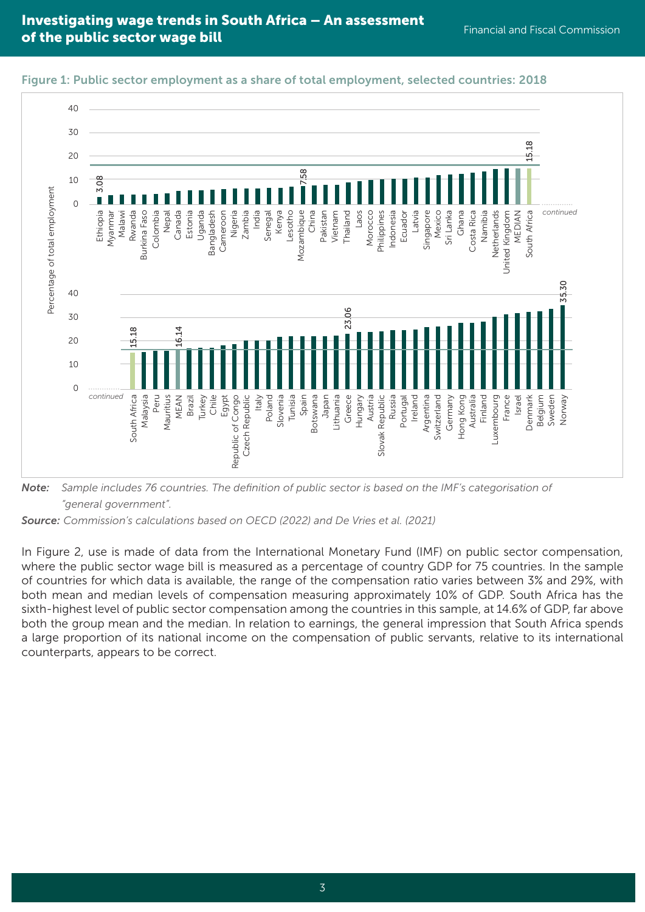Figure 1: Public sector employment as a share of total employment, selected countries: 2018

*Note:* Sample includes 76 countries. The definition of public sector is based on the IMF's categorisation of "general government".

*Source:* Commission's calculations based on OECD (2022) and De Vries et al. (2021)

In Figure 2, use is made of data from the International Monetary Fund (IMF) on public sector compensation, where the public sector wage bill is measured as a percentage of country GDP for 75 countries. In the sample of countries for which data is available, the range of the compensation ratio varies between 3% and 29%, with both mean and median levels of compensation measuring approximately 10% of GDP. South Africa has the sixth-highest level of public sector compensation among the countries in this sample, at 14.6% of GDP, far above both the group mean and the median. In relation to earnings, the general impression that South Africa spends a large proportion of its national income on the compensation of public servants, relative to its international counterparts, appears to be correct.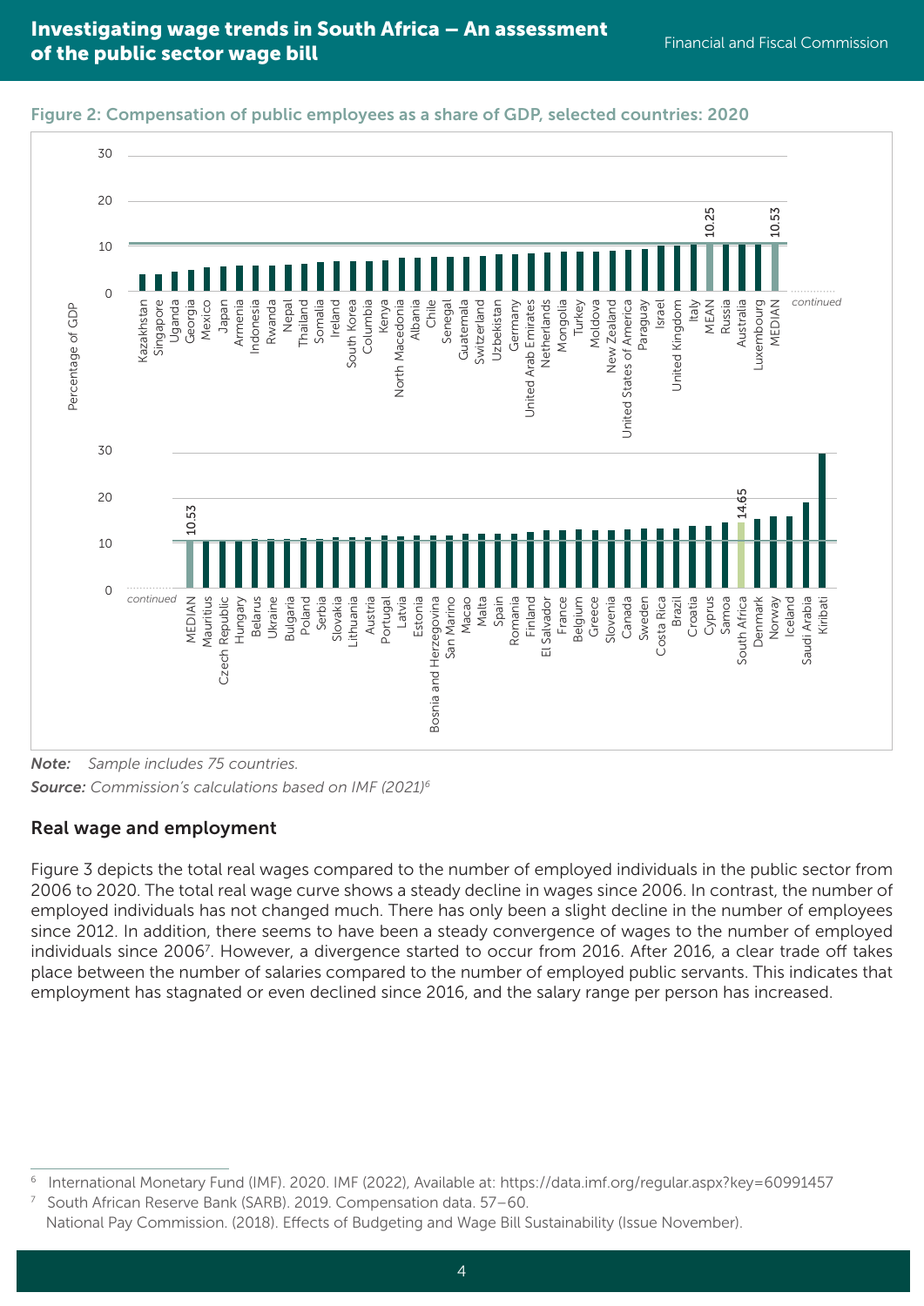Figure 2: Compensation of public employees as a share of GDP, selected countries: 2020

*Note:* Sample includes 75 countries.

***Source:*** *Commission's calculations based on IMF (2021)[6]*

### Real wage and employment

Figure 3 depicts the total real wages compared to the number of employed individuals in the public sector from 2006 to 2020. The total real wage curve shows a steady decline in wages since 2006. In contrast, the number of employed individuals has not changed much. There has only been a slight decline in the number of employees since 2012. In addition, there seems to have been a steady convergence of wages to the number of employed individuals since 2006[7]. However, a divergence started to occur from 2016. After 2016, a clear trade off takes place between the number of salaries compared to the number of employed public servants. This indicates that employment has stagnated or even declined since 2016, and the salary range per person has increased.

---

6 International Monetary Fund (IMF). 2020. IMF (2022), Available at: https://data.imf.org/regular.aspx?key=60991457

7 South African Reserve Bank (SARB). 2019. Compensation data. 57–60.
National Pay Commission. (2018). Effects of Budgeting and Wage Bill Sustainability (Issue November).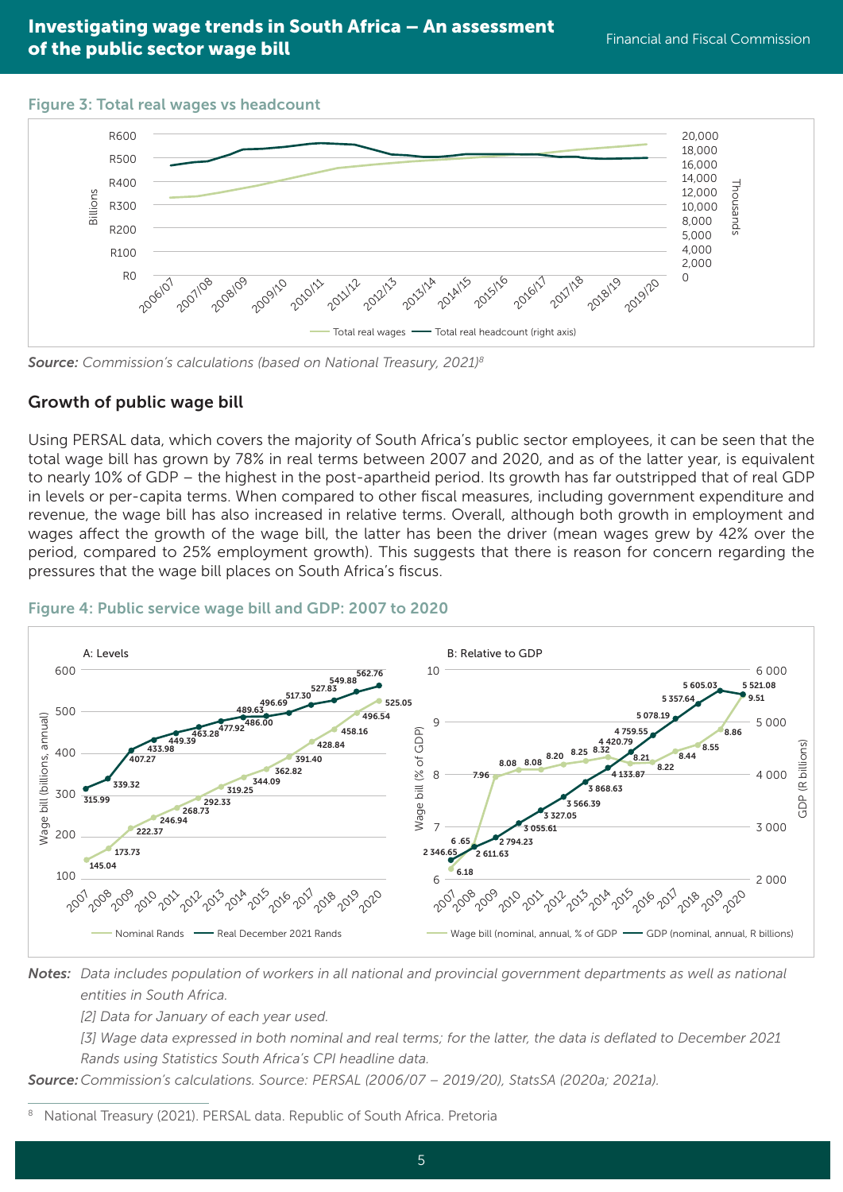**Figure 3: Total real wages vs headcount**

*Source: Commission's calculations (based on National Treasury, 2021)*[8]

## Growth of public wage bill

Using PERSAL data, which covers the majority of South Africa's public sector employees, it can be seen that the total wage bill has grown by 78% in real terms between 2007 and 2020, and as of the latter year, is equivalent to nearly 10% of GDP – the highest in the post-apartheid period. Its growth has far outstripped that of real GDP in levels or per-capita terms. When compared to other fiscal measures, including government expenditure and revenue, the wage bill has also increased in relative terms. Overall, although both growth in employment and wages affect the growth of the wage bill, the latter has been the driver (mean wages grew by 42% over the period, compared to 25% employment growth). This suggests that there is reason for concern regarding the pressures that the wage bill places on South Africa's fiscus.

**Figure 4: Public service wage bill and GDP: 2007 to 2020**

***Notes:*** *Data includes population of workers in all national and provincial government departments as well as national entities in South Africa.*

*[2] Data for January of each year used.*

*[3] Wage data expressed in both nominal and real terms; for the latter, the data is deflated to December 2021 Rands using Statistics South Africa's CPI headline data.*

***Source:*** *Commission's calculations. Source: PERSAL (2006/07 – 2019/20), StatsSA (2020a; 2021a).*

---

[8] National Treasury (2021). PERSAL data. Republic of South Africa. Pretoria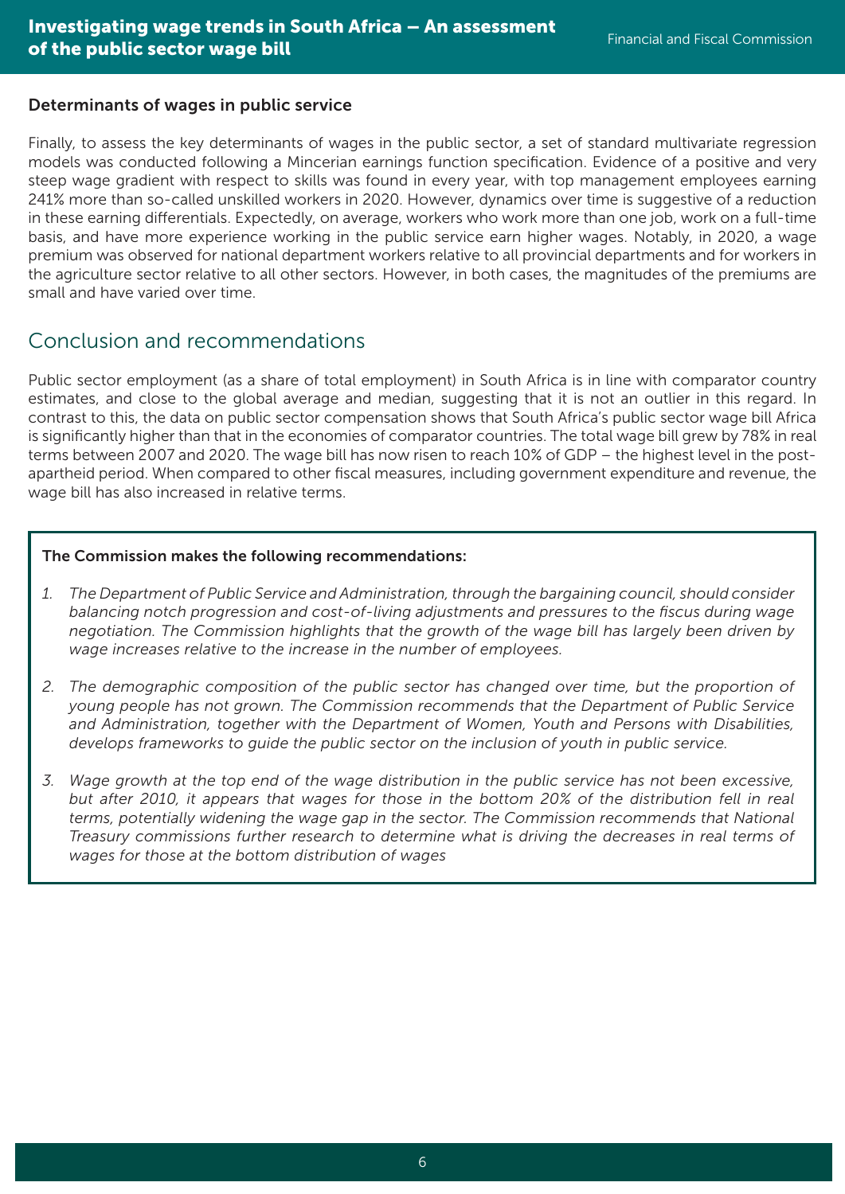### Determinants of wages in public service

Finally, to assess the key determinants of wages in the public sector, a set of standard multivariate regression models was conducted following a Mincerian earnings function specification. Evidence of a positive and very steep wage gradient with respect to skills was found in every year, with top management employees earning 241% more than so-called unskilled workers in 2020. However, dynamics over time is suggestive of a reduction in these earning differentials. Expectedly, on average, workers who work more than one job, work on a full-time basis, and have more experience working in the public service earn higher wages. Notably, in 2020, a wage premium was observed for national department workers relative to all provincial departments and for workers in the agriculture sector relative to all other sectors. However, in both cases, the magnitudes of the premiums are small and have varied over time.

## Conclusion and recommendations

Public sector employment (as a share of total employment) in South Africa is in line with comparator country estimates, and close to the global average and median, suggesting that it is not an outlier in this regard. In contrast to this, the data on public sector compensation shows that South Africa's public sector wage bill Africa is significantly higher than that in the economies of comparator countries. The total wage bill grew by 78% in real terms between 2007 and 2020. The wage bill has now risen to reach 10% of GDP – the highest level in the post-apartheid period. When compared to other fiscal measures, including government expenditure and revenue, the wage bill has also increased in relative terms.

**The Commission makes the following recommendations:**

1. *The Department of Public Service and Administration, through the bargaining council, should consider balancing notch progression and cost-of-living adjustments and pressures to the fiscus during wage negotiation. The Commission highlights that the growth of the wage bill has largely been driven by wage increases relative to the increase in the number of employees.*

2. *The demographic composition of the public sector has changed over time, but the proportion of young people has not grown. The Commission recommends that the Department of Public Service and Administration, together with the Department of Women, Youth and Persons with Disabilities, develops frameworks to guide the public sector on the inclusion of youth in public service.*

3. *Wage growth at the top end of the wage distribution in the public service has not been excessive, but after 2010, it appears that wages for those in the bottom 20% of the distribution fell in real terms, potentially widening the wage gap in the sector. The Commission recommends that National Treasury commissions further research to determine what is driving the decreases in real terms of wages for those at the bottom distribution of wages*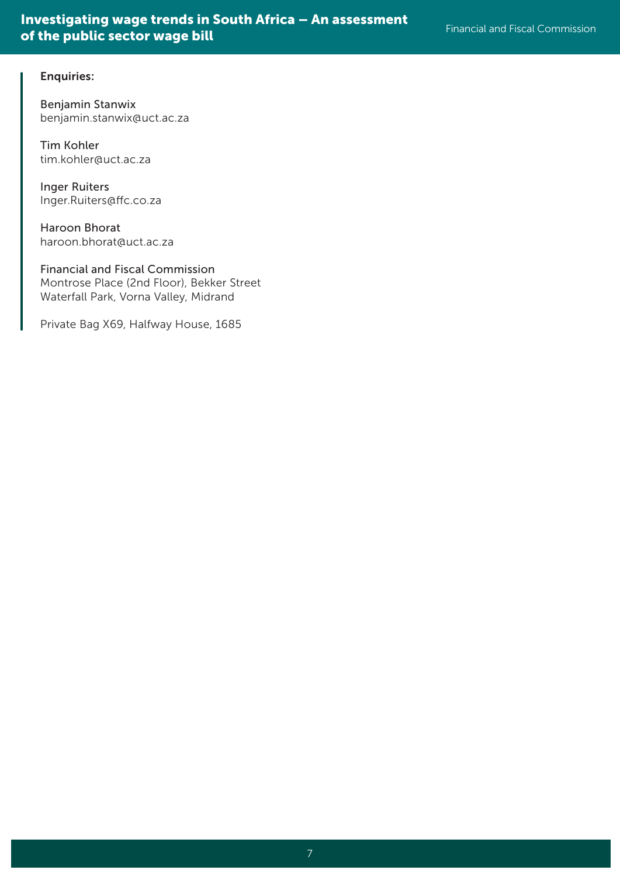**Enquiries:**

Benjamin Stanwix
benjamin.stanwix@uct.ac.za

Tim Kohler
tim.kohler@uct.ac.za

Inger Ruiters
Inger.Ruiters@ffc.co.za

Haroon Bhorat
haroon.bhorat@uct.ac.za

Financial and Fiscal Commission
Montrose Place (2nd Floor), Bekker Street
Waterfall Park, Vorna Valley, Midrand

Private Bag X69, Halfway House, 1685